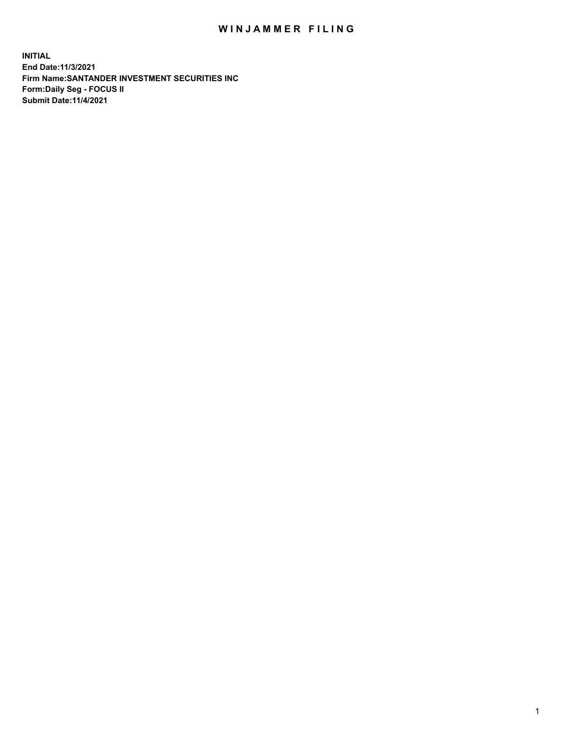# WINJAMMER FILING

**INITIAL**
**End Date:11/3/2021**
**Firm Name:SANTANDER INVESTMENT SECURITIES INC**
**Form:Daily Seg - FOCUS II**
**Submit Date:11/4/2021**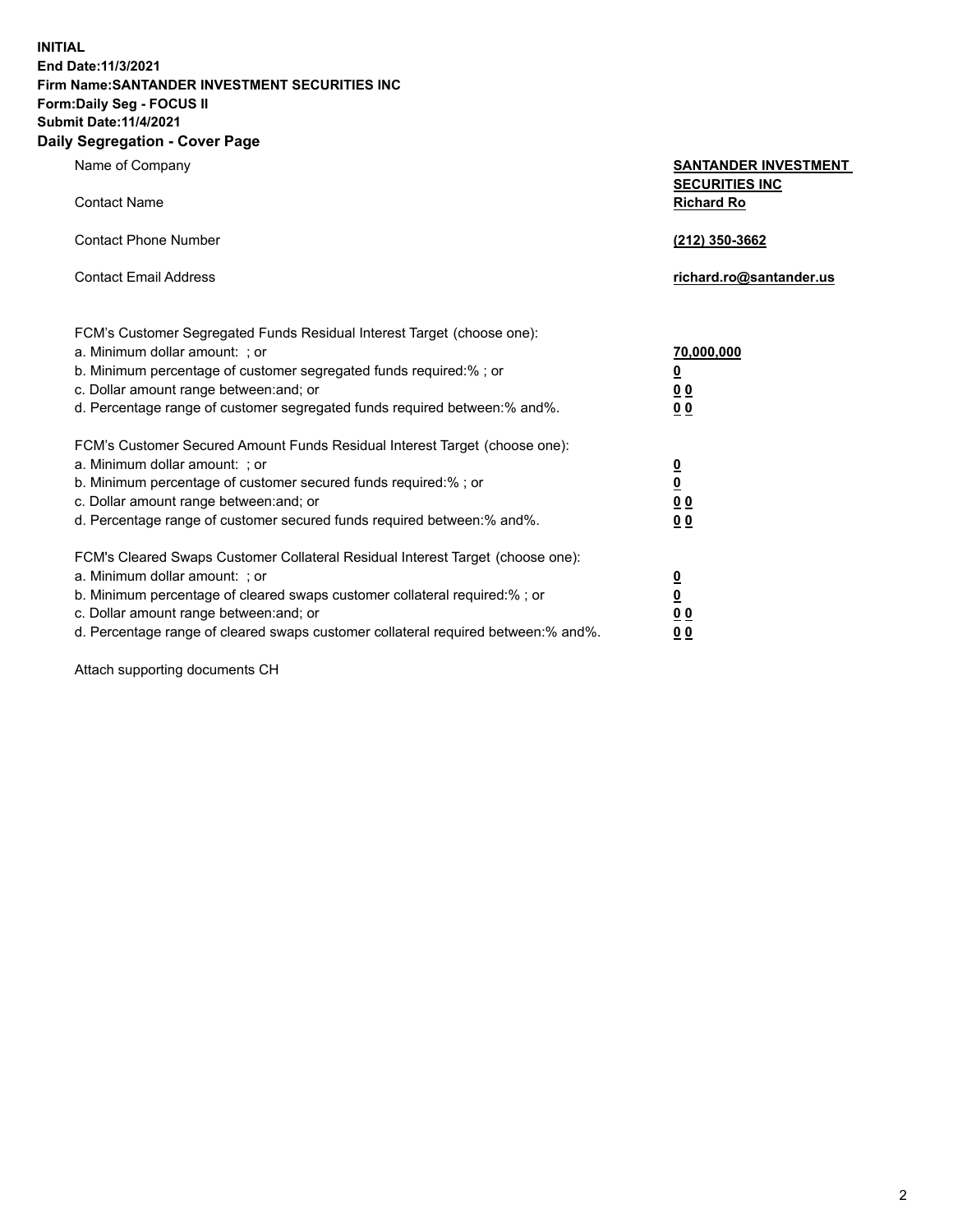**INITIAL**
**End Date:11/3/2021**
**Firm Name:SANTANDER INVESTMENT SECURITIES INC**
**Form:Daily Seg - FOCUS II**
**Submit Date:11/4/2021**

## Daily Segregation - Cover Page

| | |
|---|---|
| Name of Company | **SANTANDER INVESTMENT SECURITIES INC** |
| Contact Name | **Richard Ro** |
| Contact Phone Number | **(212) 350-3662** |
| Contact Email Address | **richard.ro@santander.us** |

FCM's Customer Segregated Funds Residual Interest Target (choose one):

| | |
|---|---|
| a. Minimum dollar amount: ; or | **70,000,000** |
| b. Minimum percentage of customer segregated funds required:% ; or | **0** |
| c. Dollar amount range between:and; or | **0 0** |
| d. Percentage range of customer segregated funds required between:% and%. | **0 0** |

FCM's Customer Secured Amount Funds Residual Interest Target (choose one):

| | |
|---|---|
| a. Minimum dollar amount: ; or | **0** |
| b. Minimum percentage of customer secured funds required:% ; or | **0** |
| c. Dollar amount range between:and; or | **0 0** |
| d. Percentage range of customer secured funds required between:% and%. | **0 0** |

FCM's Cleared Swaps Customer Collateral Residual Interest Target (choose one):

| | |
|---|---|
| a. Minimum dollar amount: ; or | **0** |
| b. Minimum percentage of cleared swaps customer collateral required:% ; or | **0** |
| c. Dollar amount range between:and; or | **0 0** |
| d. Percentage range of cleared swaps customer collateral required between:% and%. | **0 0** |

Attach supporting documents CH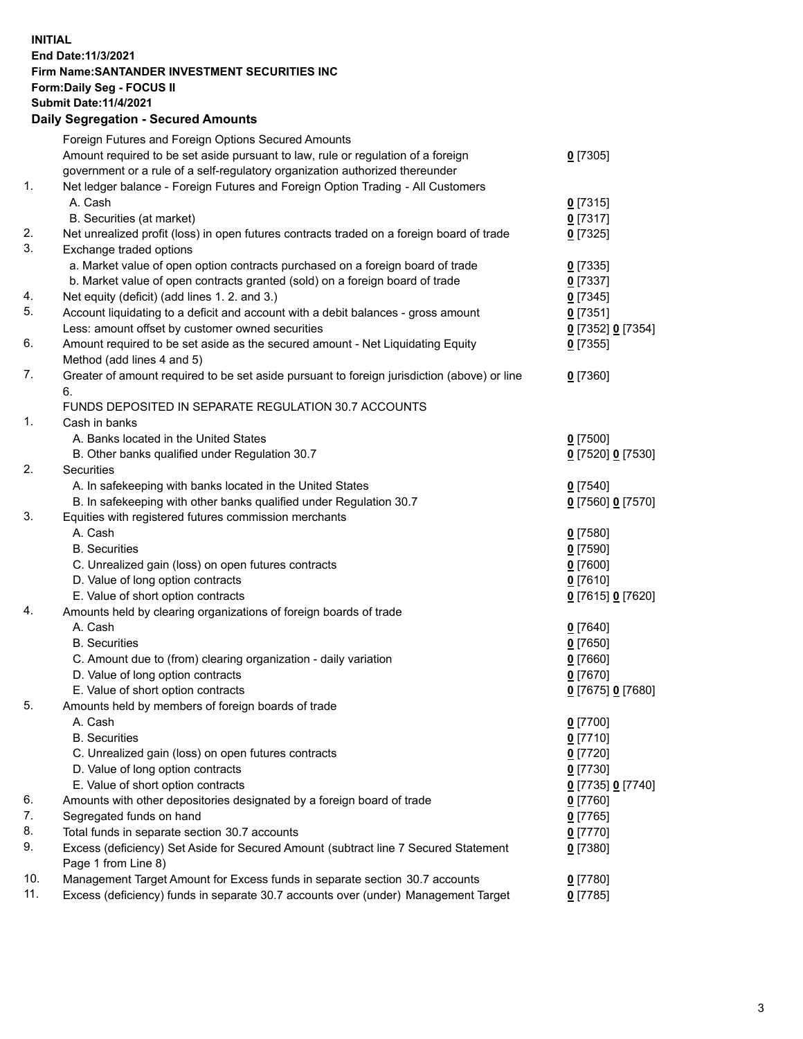**INITIAL**
**End Date:11/3/2021**
**Firm Name:SANTANDER INVESTMENT SECURITIES INC**
**Form:Daily Seg - FOCUS II**
**Submit Date:11/4/2021**

## Daily Segregation - Secured Amounts

| | | |
|---|---|---|
| | Foreign Futures and Foreign Options Secured Amounts | |
| | Amount required to be set aside pursuant to law, rule or regulation of a foreign government or a rule of a self-regulatory organization authorized thereunder | 0 [7305] |
| 1. | Net ledger balance - Foreign Futures and Foreign Option Trading - All Customers | |
| | A. Cash | 0 [7315] |
| | B. Securities (at market) | 0 [7317] |
| 2. | Net unrealized profit (loss) in open futures contracts traded on a foreign board of trade | 0 [7325] |
| 3. | Exchange traded options | |
| | a. Market value of open option contracts purchased on a foreign board of trade | 0 [7335] |
| | b. Market value of open contracts granted (sold) on a foreign board of trade | 0 [7337] |
| 4. | Net equity (deficit) (add lines 1. 2. and 3.) | 0 [7345] |
| 5. | Account liquidating to a deficit and account with a debit balances - gross amount | 0 [7351] |
| | Less: amount offset by customer owned securities | 0 [7352] 0 [7354] |
| 6. | Amount required to be set aside as the secured amount - Net Liquidating Equity Method (add lines 4 and 5) | 0 [7355] |
| 7. | Greater of amount required to be set aside pursuant to foreign jurisdiction (above) or line 6. | 0 [7360] |
| | FUNDS DEPOSITED IN SEPARATE REGULATION 30.7 ACCOUNTS | |
| 1. | Cash in banks | |
| | A. Banks located in the United States | 0 [7500] |
| | B. Other banks qualified under Regulation 30.7 | 0 [7520] 0 [7530] |
| 2. | Securities | |
| | A. In safekeeping with banks located in the United States | 0 [7540] |
| | B. In safekeeping with other banks qualified under Regulation 30.7 | 0 [7560] 0 [7570] |
| 3. | Equities with registered futures commission merchants | |
| | A. Cash | 0 [7580] |
| | B. Securities | 0 [7590] |
| | C. Unrealized gain (loss) on open futures contracts | 0 [7600] |
| | D. Value of long option contracts | 0 [7610] |
| | E. Value of short option contracts | 0 [7615] 0 [7620] |
| 4. | Amounts held by clearing organizations of foreign boards of trade | |
| | A. Cash | 0 [7640] |
| | B. Securities | 0 [7650] |
| | C. Amount due to (from) clearing organization - daily variation | 0 [7660] |
| | D. Value of long option contracts | 0 [7670] |
| | E. Value of short option contracts | 0 [7675] 0 [7680] |
| 5. | Amounts held by members of foreign boards of trade | |
| | A. Cash | 0 [7700] |
| | B. Securities | 0 [7710] |
| | C. Unrealized gain (loss) on open futures contracts | 0 [7720] |
| | D. Value of long option contracts | 0 [7730] |
| | E. Value of short option contracts | 0 [7735] 0 [7740] |
| 6. | Amounts with other depositories designated by a foreign board of trade | 0 [7760] |
| 7. | Segregated funds on hand | 0 [7765] |
| 8. | Total funds in separate section 30.7 accounts | 0 [7770] |
| 9. | Excess (deficiency) Set Aside for Secured Amount (subtract line 7 Secured Statement Page 1 from Line 8) | 0 [7380] |
| 10. | Management Target Amount for Excess funds in separate section 30.7 accounts | 0 [7780] |
| 11. | Excess (deficiency) funds in separate 30.7 accounts over (under) Management Target | 0 [7785] |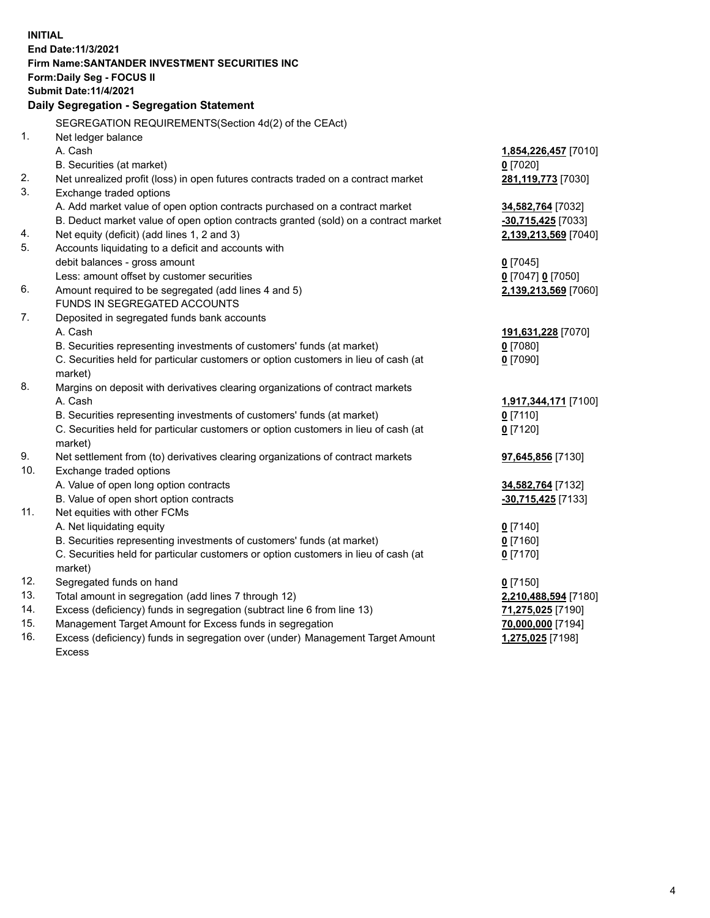**INITIAL**
**End Date:11/3/2021**
**Firm Name:SANTANDER INVESTMENT SECURITIES INC**
**Form:Daily Seg - FOCUS II**
**Submit Date:11/4/2021**

## Daily Segregation - Segregation Statement

SEGREGATION REQUIREMENTS(Section 4d(2) of the CEAct)

| | | |
|---|---|---|
| 1. | Net ledger balance | |
| | A. Cash | **1,854,226,457** [7010] |
| | B. Securities (at market) | **0** [7020] |
| 2. | Net unrealized profit (loss) in open futures contracts traded on a contract market | **281,119,773** [7030] |
| 3. | Exchange traded options | |
| | A. Add market value of open option contracts purchased on a contract market | **34,582,764** [7032] |
| | B. Deduct market value of open option contracts granted (sold) on a contract market | **-30,715,425** [7033] |
| 4. | Net equity (deficit) (add lines 1, 2 and 3) | **2,139,213,569** [7040] |
| 5. | Accounts liquidating to a deficit and accounts with debit balances - gross amount | **0** [7045] |
| | Less: amount offset by customer securities | **0** [7047] **0** [7050] |
| 6. | Amount required to be segregated (add lines 4 and 5) | **2,139,213,569** [7060] |
| | FUNDS IN SEGREGATED ACCOUNTS | |
| 7. | Deposited in segregated funds bank accounts | |
| | A. Cash | **191,631,228** [7070] |
| | B. Securities representing investments of customers' funds (at market) | **0** [7080] |
| | C. Securities held for particular customers or option customers in lieu of cash (at market) | **0** [7090] |
| 8. | Margins on deposit with derivatives clearing organizations of contract markets | |
| | A. Cash | **1,917,344,171** [7100] |
| | B. Securities representing investments of customers' funds (at market) | **0** [7110] |
| | C. Securities held for particular customers or option customers in lieu of cash (at market) | **0** [7120] |
| 9. | Net settlement from (to) derivatives clearing organizations of contract markets | **97,645,856** [7130] |
| 10. | Exchange traded options | |
| | A. Value of open long option contracts | **34,582,764** [7132] |
| | B. Value of open short option contracts | **-30,715,425** [7133] |
| 11. | Net equities with other FCMs | |
| | A. Net liquidating equity | **0** [7140] |
| | B. Securities representing investments of customers' funds (at market) | **0** [7160] |
| | C. Securities held for particular customers or option customers in lieu of cash (at market) | **0** [7170] |
| 12. | Segregated funds on hand | **0** [7150] |
| 13. | Total amount in segregation (add lines 7 through 12) | **2,210,488,594** [7180] |
| 14. | Excess (deficiency) funds in segregation (subtract line 6 from line 13) | **71,275,025** [7190] |
| 15. | Management Target Amount for Excess funds in segregation | **70,000,000** [7194] |
| 16. | Excess (deficiency) funds in segregation over (under) Management Target Amount Excess | **1,275,025** [7198] |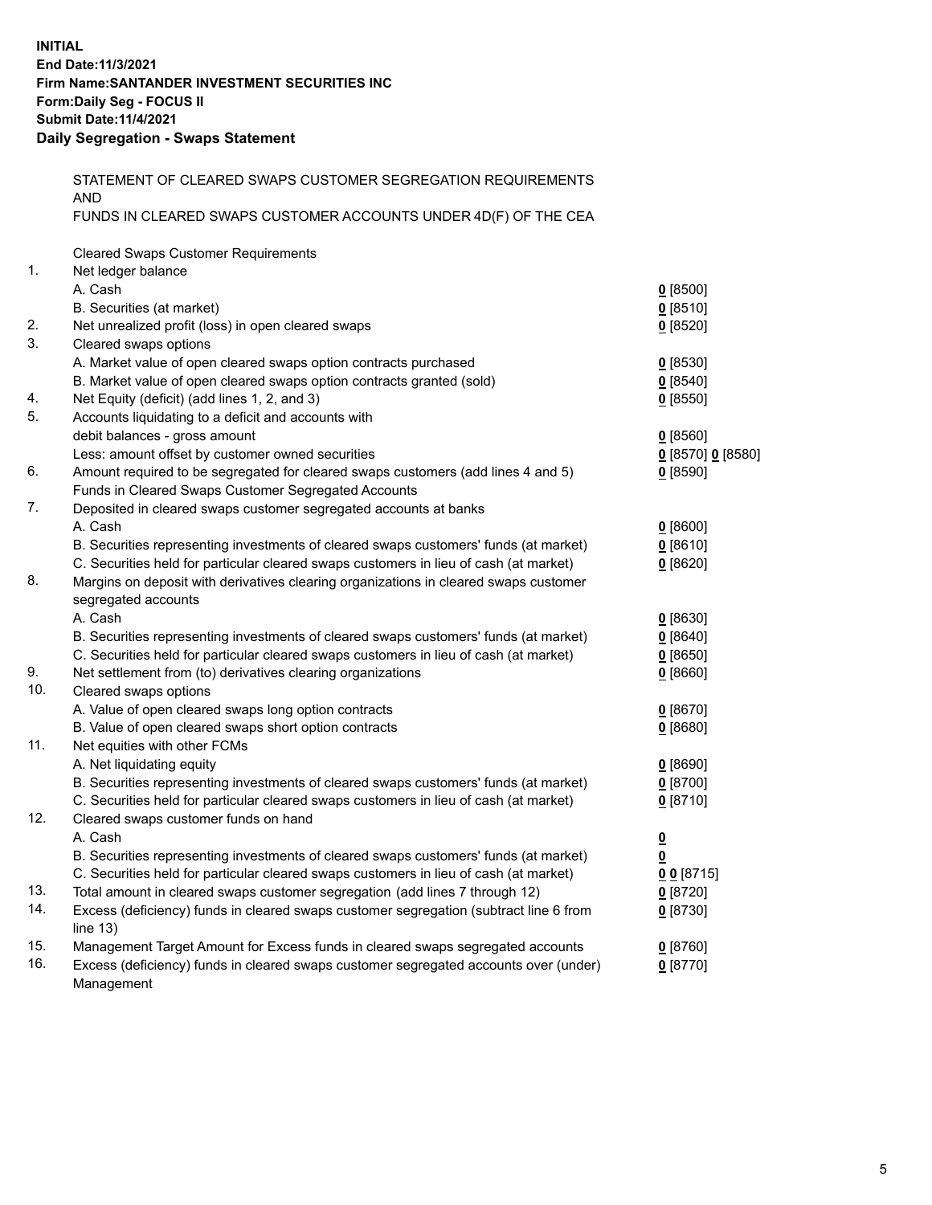**INITIAL**
**End Date:11/3/2021**
**Firm Name:SANTANDER INVESTMENT SECURITIES INC**
**Form:Daily Seg - FOCUS II**
**Submit Date:11/4/2021**
**Daily Segregation - Swaps Statement**

STATEMENT OF CLEARED SWAPS CUSTOMER SEGREGATION REQUIREMENTS AND FUNDS IN CLEARED SWAPS CUSTOMER ACCOUNTS UNDER 4D(F) OF THE CEA

| | | |
|---|---|---|
| | Cleared Swaps Customer Requirements | |
| 1. | Net ledger balance | |
| | A. Cash | 0 [8500] |
| | B. Securities (at market) | 0 [8510] |
| 2. | Net unrealized profit (loss) in open cleared swaps | 0 [8520] |
| 3. | Cleared swaps options | |
| | A. Market value of open cleared swaps option contracts purchased | 0 [8530] |
| | B. Market value of open cleared swaps option contracts granted (sold) | 0 [8540] |
| 4. | Net Equity (deficit) (add lines 1, 2, and 3) | 0 [8550] |
| 5. | Accounts liquidating to a deficit and accounts with | |
| | debit balances - gross amount | 0 [8560] |
| | Less: amount offset by customer owned securities | 0 [8570] 0 [8580] |
| 6. | Amount required to be segregated for cleared swaps customers (add lines 4 and 5) | 0 [8590] |
| | Funds in Cleared Swaps Customer Segregated Accounts | |
| 7. | Deposited in cleared swaps customer segregated accounts at banks | |
| | A. Cash | 0 [8600] |
| | B. Securities representing investments of cleared swaps customers' funds (at market) | 0 [8610] |
| | C. Securities held for particular cleared swaps customers in lieu of cash (at market) | 0 [8620] |
| 8. | Margins on deposit with derivatives clearing organizations in cleared swaps customer segregated accounts | |
| | A. Cash | 0 [8630] |
| | B. Securities representing investments of cleared swaps customers' funds (at market) | 0 [8640] |
| | C. Securities held for particular cleared swaps customers in lieu of cash (at market) | 0 [8650] |
| 9. | Net settlement from (to) derivatives clearing organizations | 0 [8660] |
| 10. | Cleared swaps options | |
| | A. Value of open cleared swaps long option contracts | 0 [8670] |
| | B. Value of open cleared swaps short option contracts | 0 [8680] |
| 11. | Net equities with other FCMs | |
| | A. Net liquidating equity | 0 [8690] |
| | B. Securities representing investments of cleared swaps customers' funds (at market) | 0 [8700] |
| | C. Securities held for particular cleared swaps customers in lieu of cash (at market) | 0 [8710] |
| 12. | Cleared swaps customer funds on hand | |
| | A. Cash | 0 |
| | B. Securities representing investments of cleared swaps customers' funds (at market) | 0 |
| | C. Securities held for particular cleared swaps customers in lieu of cash (at market) | 0 0 [8715] |
| 13. | Total amount in cleared swaps customer segregation (add lines 7 through 12) | 0 [8720] |
| 14. | Excess (deficiency) funds in cleared swaps customer segregation (subtract line 6 from line 13) | 0 [8730] |
| 15. | Management Target Amount for Excess funds in cleared swaps segregated accounts | 0 [8760] |
| 16. | Excess (deficiency) funds in cleared swaps customer segregated accounts over (under) Management | 0 [8770] |